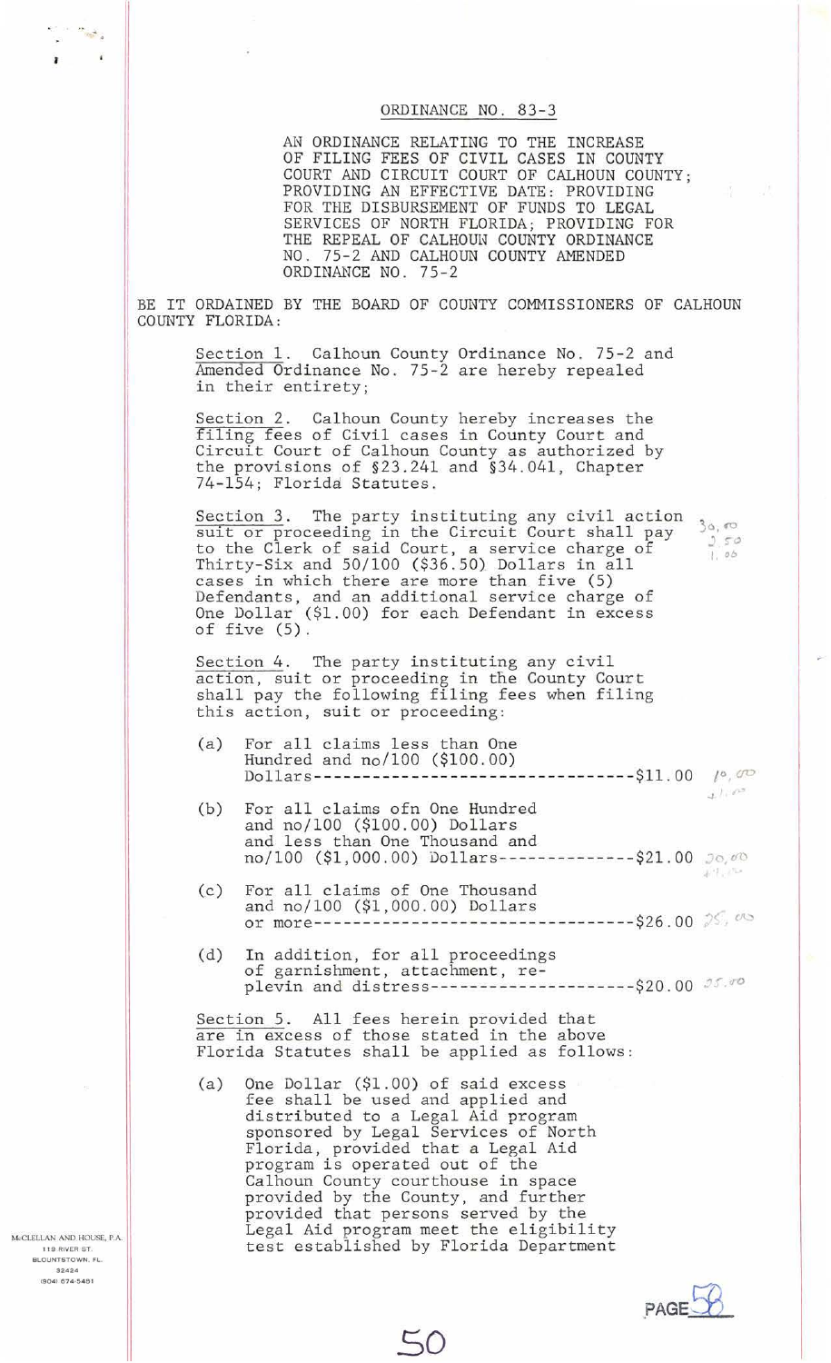ORDINANCE NO. 83-3

AN ORDINANCE RELATING TO THE INCREASE OF FILING FEES OF CIVIL CASES IN COUNTY COURT AND CIRCUIT COURT OF CALHOUN COUNTY; PROVIDING AN EFFECTIVE DATE: PROVIDING FOR THE DISBURSEMENT OF FUNDS TO LEGAL SERVICES OF NORTH FLORIDA; PROVIDING FOR THE REPEAL OF CALHOUN COUNTY ORDINANCE NO. 75-2 AND CALHOUN COUNTY AMENDED ORDINANCE NO. 75-2

BE IT ORDAINED BY THE BOARD OF COUNTY COMMISSIONERS OF CALHOUN COUNTY FLORIDA:

Section 1. Calhoun County Ordinance No. 75-2 and Amended Ordinance No. 75-2 are hereby repealed in their entirety;

Section 2. Calhoun County hereby increases the filing fees of Civil cases in County Court and Circuit Court of Calhoun County as authorized by the provisions of §23.241 and §34.041, Chapter 74-154; Florida Statutes.

Section 3. The party instituting any civil action suit or proceeding in the Circuit Court shall pay to the Clerk of said Court, a service charge of Thirty-Six and 50/100 ($36.50) Dollars in all cases in which there are more than five (5) Defendants, and an additional service charge of One Dollar ($1.00) for each Defendant in excess of five (5).

Section 4. The party instituting any civil action, suit or proceeding in the County Court shall pay the following filing fees when filing this action, suit or proceeding:

(a) For all claims less than One Hundred and no/100 ($100.00) Dollars---------------------------------$11.00

(b) For all claims ofn One Hundred and no/100 ($100.00) Dollars and less than One Thousand and no/100 ($1,000.00) Dollars--------------$21.00

(c) For all claims of One Thousand and no/100 ($1,000.00) Dollars or more---------------------------------$26.00

(d) In addition, for all proceedings of garnishment, attachment, replevin and distress---------------------$20.00

Section 5. All fees herein provided that are in excess of those stated in the above Florida Statutes shall be applied as follows:

(a) One Dollar ($1.00) of said excess fee shall be used and applied and distributed to a Legal Aid program sponsored by Legal Services of North Florida, provided that a Legal Aid program is operated out of the Calhoun County courthouse in space provided by the County, and further provided that persons served by the Legal Aid program meet the eligibility test established by Florida Department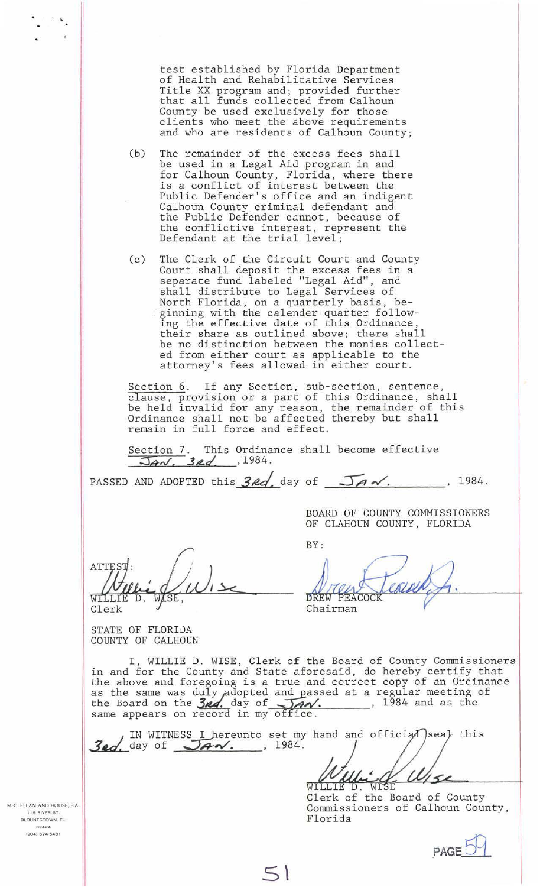test established by Florida Department of Health and Rehabilitative Services Title XX program and; provided further that all funds collected from Calhoun County be used exclusively for those clients who meet the above requirements and who are residents of Calhoun County;

(b) The remainder of the excess fees shall be used in a Legal Aid program in and for Calhoun County, Florida, where there is a conflict of interest between the Public Defender's office and an indigent Calhoun County criminal defendant and the Public Defender cannot, because of the conflictive interest, represent the Defendant at the trial level;

(c) The Clerk of the Circuit Court and County Court shall deposit the excess fees in a separate fund labeled "Legal Aid", and shall distribute to Legal Services of North Florida, on a quarterly basis, beginning with the calender quarter following the effective date of this Ordinance, their share as outlined above; there shall be no distinction between the monies collected from either court as applicable to the attorney's fees allowed in either court.

Section 6. If any Section, sub-section, sentence, clause, provision or a part of this Ordinance, shall be held invalid for any reason, the remainder of this Ordinance shall not be affected thereby but shall remain in full force and effect.

Section 7. This Ordinance shall become effective JAN. 3rd., 1984.

PASSED AND ADOPTED this 3rd. day of JAN., 1984.

BOARD OF COUNTY COMMISSIONERS OF CLAHOUN COUNTY, FLORIDA

BY:

ATTEST:

WILLIE D. WISE,
Clerk

DREW PEACOCK
Chairman

STATE OF FLORIDA
COUNTY OF CALHOUN

I, WILLIE D. WISE, Clerk of the Board of County Commissioners in and for the County and State aforesaid, do hereby certify that the above and foregoing is a true and correct copy of an Ordinance as the same was duly adopted and passed at a regular meeting of the Board on the 3rd. day of JAN., 1984 and as the same appears on record in my office.

IN WITNESS I hereunto set my hand and official seal this 3rd. day of JAN., 1984.

WILLIE D. WISE
Clerk of the Board of County Commissioners of Calhoun County, Florida

McCLELLAN AND HOUSE, P.A.
119 RIVER ST.
BLOUNTSTOWN, FL.
32424
(904) 674-5481

PAGE 59